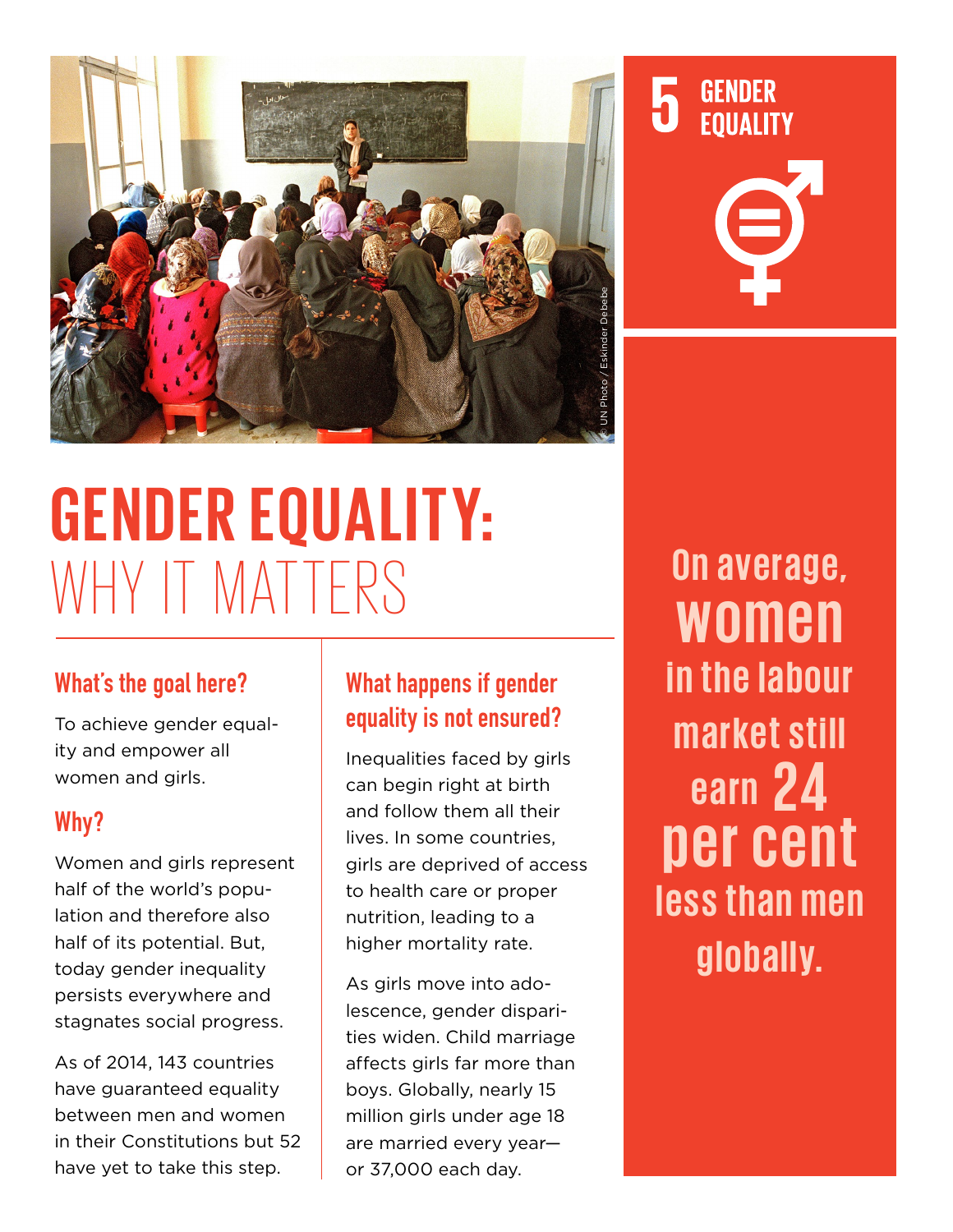5 GENDER EQUALITY

# GENDER EQUALITY: WHY IT MATTERS

## What's the goal here?

To achieve gender equality and empower all women and girls.

## Why?

Women and girls represent half of the world's population and therefore also half of its potential. But, today gender inequality persists everywhere and stagnates social progress.

As of 2014, 143 countries have guaranteed equality between men and women in their Constitutions but 52 have yet to take this step.

## What happens if gender equality is not ensured?

Inequalities faced by girls can begin right at birth and follow them all their lives. In some countries, girls are deprived of access to health care or proper nutrition, leading to a higher mortality rate.

As girls move into adolescence, gender disparities widen. Child marriage affects girls far more than boys. Globally, nearly 15 million girls under age 18 are married every year—or 37,000 each day.

**On average, women in the labour market still earn 24 per cent less than men globally.**

© UN Photo / Eskinder Debebe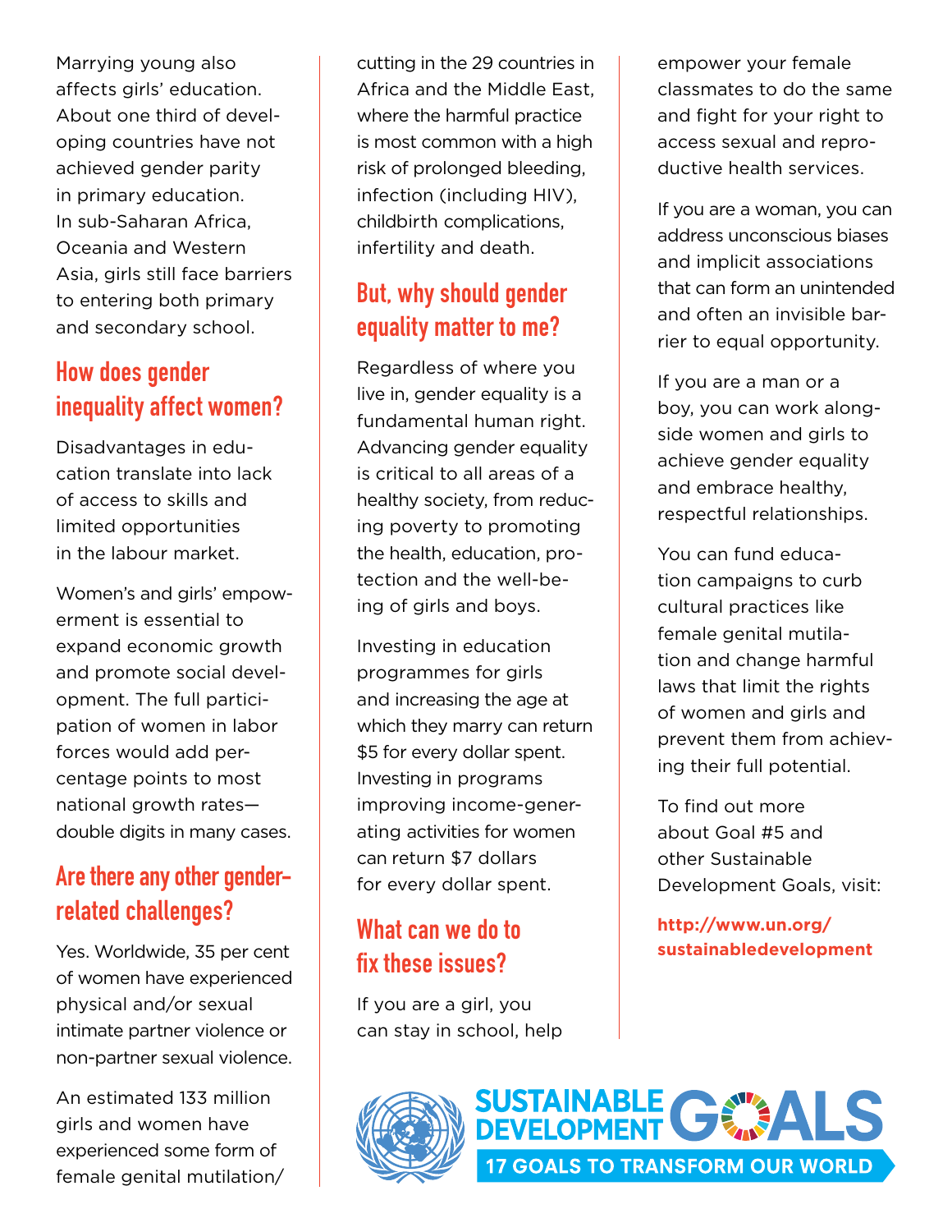Marrying young also affects girls' education. About one third of developing countries have not achieved gender parity in primary education. In sub-Saharan Africa, Oceania and Western Asia, girls still face barriers to entering both primary and secondary school.

## How does gender inequality affect women?

Disadvantages in education translate into lack of access to skills and limited opportunities in the labour market.

Women's and girls' empowerment is essential to expand economic growth and promote social development. The full participation of women in labor forces would add percentage points to most national growth rates—double digits in many cases.

## Are there any other gender-related challenges?

Yes. Worldwide, 35 per cent of women have experienced physical and/or sexual intimate partner violence or non-partner sexual violence.

An estimated 133 million girls and women have experienced some form of female genital mutilation/cutting in the 29 countries in Africa and the Middle East, where the harmful practice is most common with a high risk of prolonged bleeding, infection (including HIV), childbirth complications, infertility and death.

## But, why should gender equality matter to me?

Regardless of where you live in, gender equality is a fundamental human right. Advancing gender equality is critical to all areas of a healthy society, from reducing poverty to promoting the health, education, protection and the well-being of girls and boys.

Investing in education programmes for girls and increasing the age at which they marry can return $5 for every dollar spent. Investing in programs improving income-generating activities for women can return $7 dollars for every dollar spent.

## What can we do to fix these issues?

If you are a girl, you can stay in school, help empower your female classmates to do the same and fight for your right to access sexual and reproductive health services.

If you are a woman, you can address unconscious biases and implicit associations that can form an unintended and often an invisible barrier to equal opportunity.

If you are a man or a boy, you can work alongside women and girls to achieve gender equality and embrace healthy, respectful relationships.

You can fund education campaigns to curb cultural practices like female genital mutilation and change harmful laws that limit the rights of women and girls and prevent them from achieving their full potential.

To find out more about Goal #5 and other Sustainable Development Goals, visit:

**http://www.un.org/sustainabledevelopment**

SUSTAINABLE DEVELOPMENT GOALS

17 GOALS TO TRANSFORM OUR WORLD